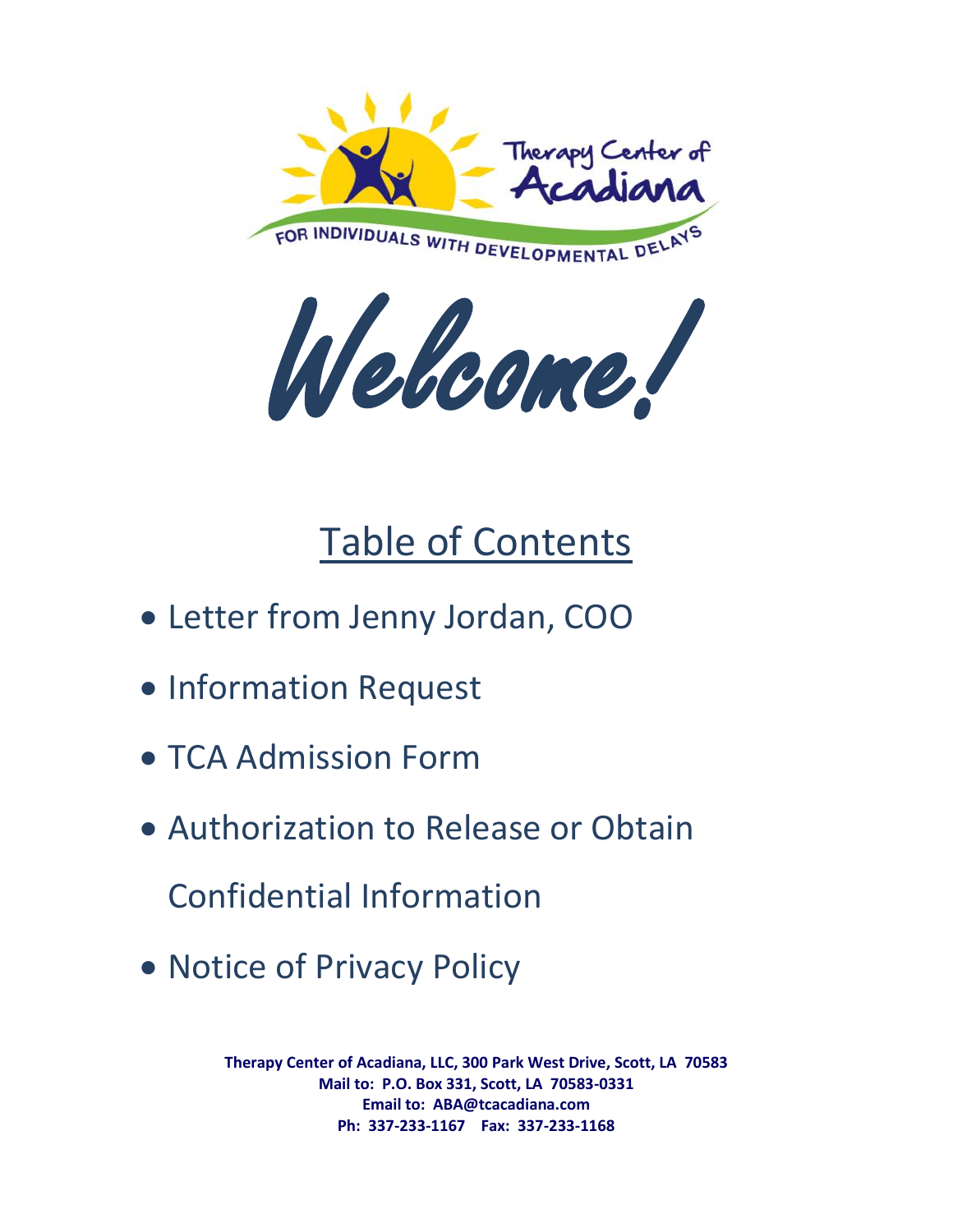Therapy Center of Acadiana

FOR INDIVIDUALS WITH DEVELOPMENTAL DELAYS

# Welcome!

## Table of Contents

- Letter from Jenny Jordan, COO
- Information Request
- TCA Admission Form
- Authorization to Release or Obtain Confidential Information
- Notice of Privacy Policy

**Therapy Center of Acadiana, LLC, 300 Park West Drive, Scott, LA 70583**
**Mail to: P.O. Box 331, Scott, LA 70583-0331**
**Email to: ABA@tcacadiana.com**
**Ph: 337-233-1167 Fax: 337-233-1168**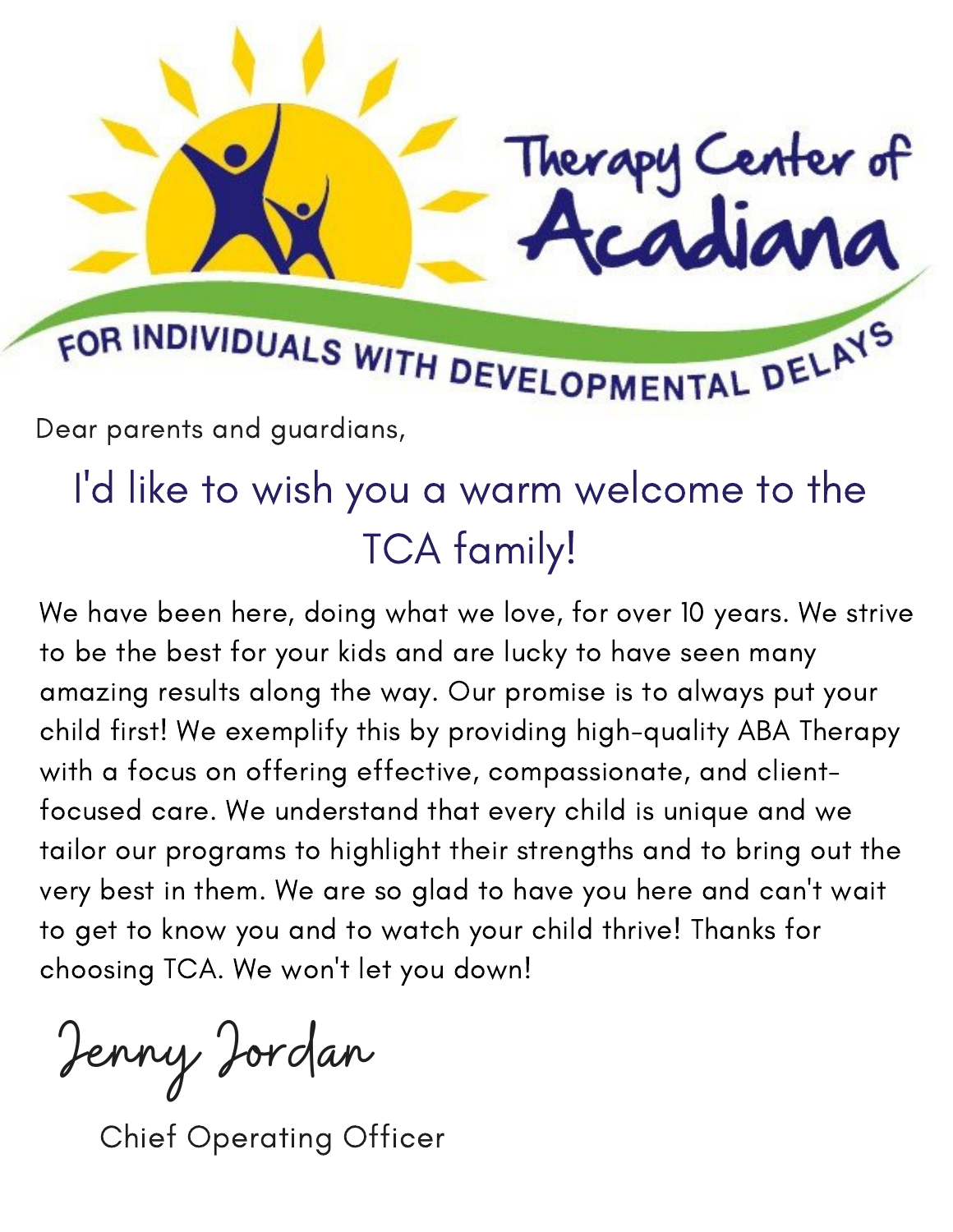# Therapy Center of Acadiana

FOR INDIVIDUALS WITH DEVELOPMENTAL DELAYS

Dear parents and guardians,

## I'd like to wish you a warm welcome to the TCA family!

We have been here, doing what we love, for over 10 years. We strive to be the best for your kids and are lucky to have seen many amazing results along the way. Our promise is to always put your child first! We exemplify this by providing high-quality ABA Therapy with a focus on offering effective, compassionate, and client-focused care. We understand that every child is unique and we tailor our programs to highlight their strengths and to bring out the very best in them. We are so glad to have you here and can't wait to get to know you and to watch your child thrive! Thanks for choosing TCA. We won't let you down!

Jenny Jordan

Chief Operating Officer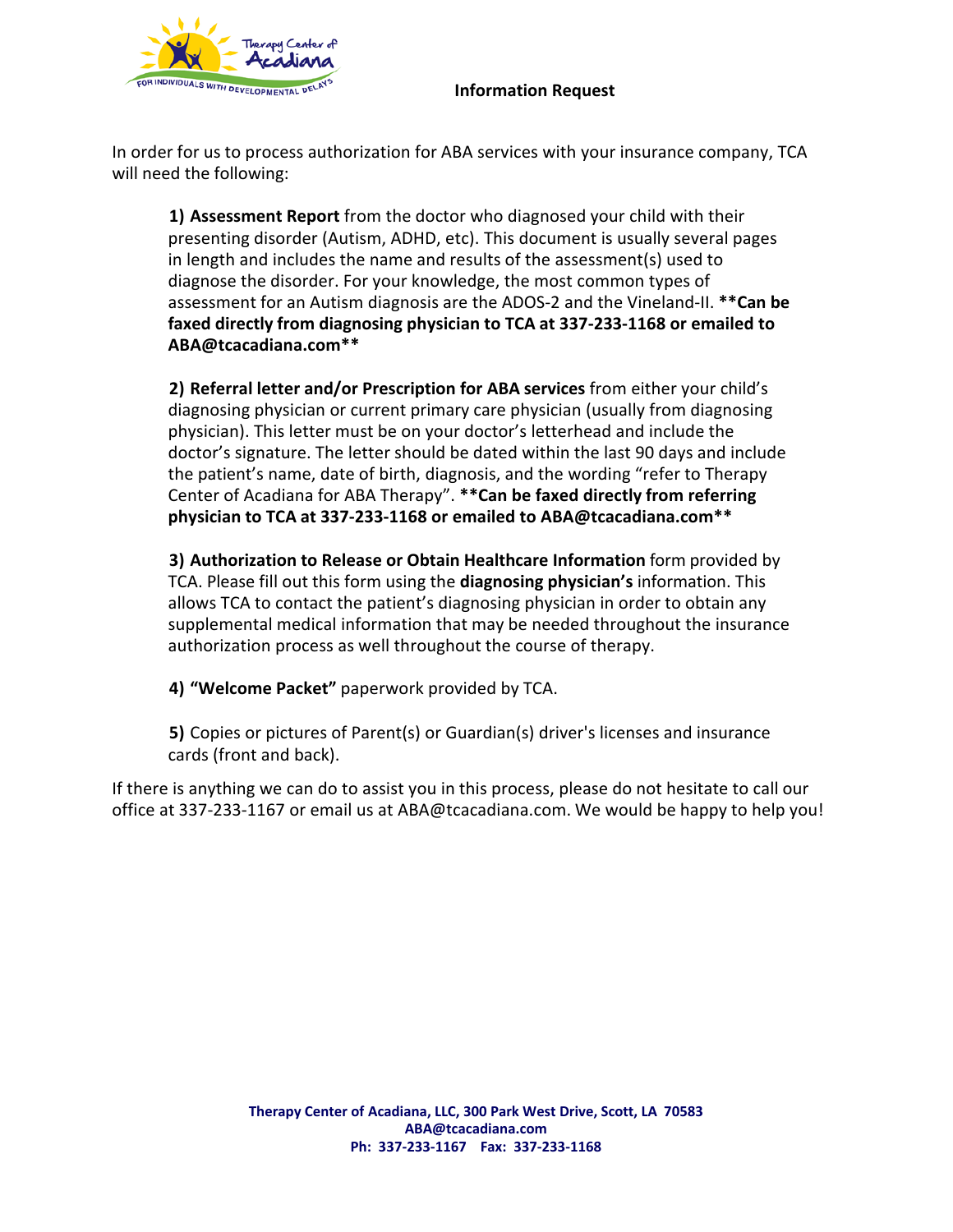## Information Request

In order for us to process authorization for ABA services with your insurance company, TCA will need the following:

**1) Assessment Report** from the doctor who diagnosed your child with their presenting disorder (Autism, ADHD, etc). This document is usually several pages in length and includes the name and results of the assessment(s) used to diagnose the disorder. For your knowledge, the most common types of assessment for an Autism diagnosis are the ADOS-2 and the Vineland-II. **\*\*Can be faxed directly from diagnosing physician to TCA at 337-233-1168 or emailed to ABA@tcacadiana.com\*\***

**2) Referral letter and/or Prescription for ABA services** from either your child's diagnosing physician or current primary care physician (usually from diagnosing physician). This letter must be on your doctor's letterhead and include the doctor's signature. The letter should be dated within the last 90 days and include the patient's name, date of birth, diagnosis, and the wording "refer to Therapy Center of Acadiana for ABA Therapy". **\*\*Can be faxed directly from referring physician to TCA at 337-233-1168 or emailed to ABA@tcacadiana.com\*\***

**3) Authorization to Release or Obtain Healthcare Information** form provided by TCA. Please fill out this form using the **diagnosing physician's** information. This allows TCA to contact the patient's diagnosing physician in order to obtain any supplemental medical information that may be needed throughout the insurance authorization process as well throughout the course of therapy.

**4) "Welcome Packet"** paperwork provided by TCA.

**5)** Copies or pictures of Parent(s) or Guardian(s) driver's licenses and insurance cards (front and back).

If there is anything we can do to assist you in this process, please do not hesitate to call our office at 337-233-1167 or email us at ABA@tcacadiana.com. We would be happy to help you!

**Therapy Center of Acadiana, LLC, 300 Park West Drive, Scott, LA 70583**
**ABA@tcacadiana.com**
**Ph: 337-233-1167 Fax: 337-233-1168**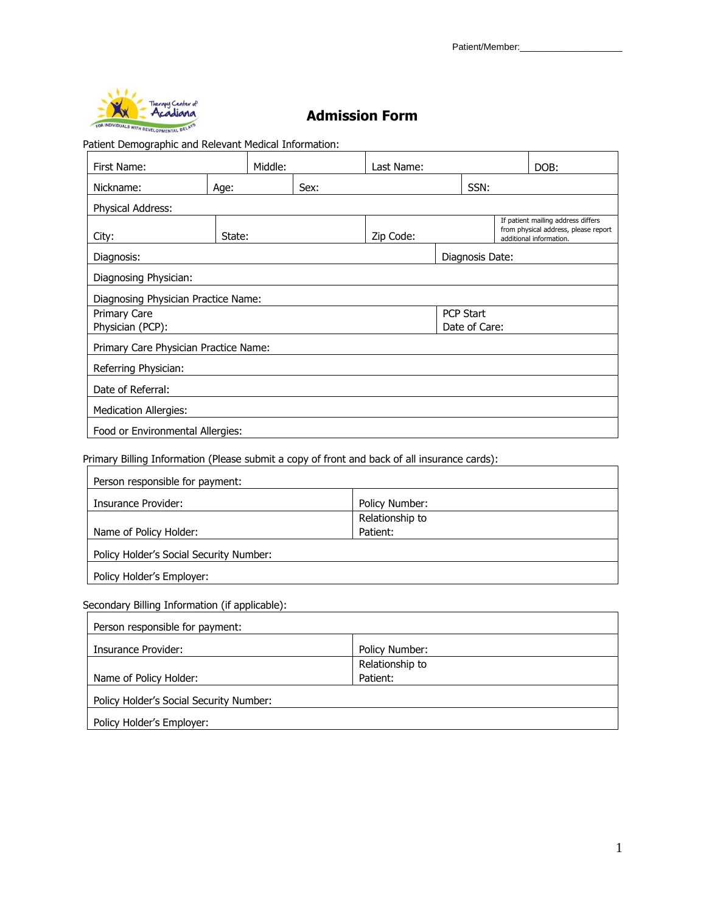Patient/Member:____________________

# Admission Form

Patient Demographic and Relevant Medical Information:

| | | | |
|---|---|---|---|
| First Name: | Middle: | Last Name: | DOB: |
| Nickname: | Age: | Sex: | SSN: |
| Physical Address: | | | |
| City: | State: | Zip Code: | If patient mailing address differs from physical address, please report additional information. |
| Diagnosis: | | Diagnosis Date: | |
| Diagnosing Physician: | | | |
| Diagnosing Physician Practice Name: | | | |
| Primary Care Physician (PCP): | | PCP Start Date of Care: | |
| Primary Care Physician Practice Name: | | | |
| Referring Physician: | | | |
| Date of Referral: | | | |
| Medication Allergies: | | | |
| Food or Environmental Allergies: | | | |

Primary Billing Information (Please submit a copy of front and back of all insurance cards):

| | |
|---|---|
| Person responsible for payment: | |
| Insurance Provider: | Policy Number: |
| Name of Policy Holder: | Relationship to Patient: |
| Policy Holder's Social Security Number: | |
| Policy Holder's Employer: | |

Secondary Billing Information (if applicable):

| | |
|---|---|
| Person responsible for payment: | |
| Insurance Provider: | Policy Number: |
| Name of Policy Holder: | Relationship to Patient: |
| Policy Holder's Social Security Number: | |
| Policy Holder's Employer: | |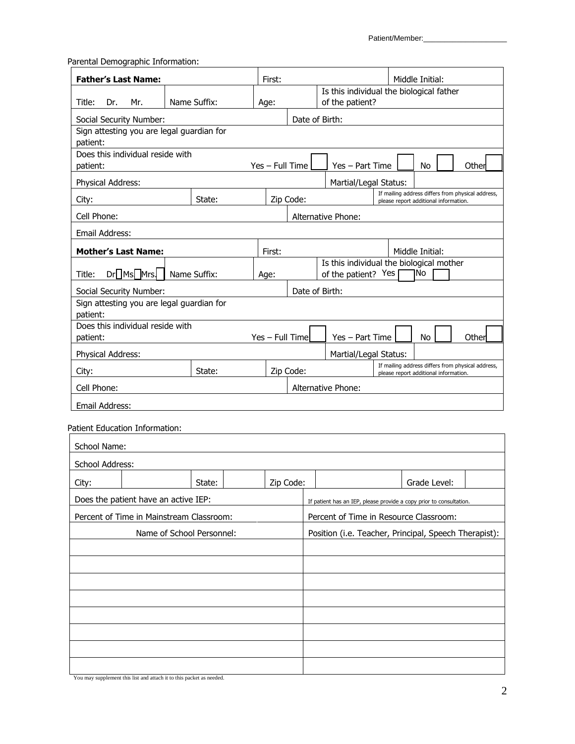Patient/Member:\_\_\_\_\_\_\_\_\_\_\_\_\_\_\_\_\_\_\_\_

Parental Demographic Information:

| **Father's Last Name:** | | First: | | Middle Initial: |
|---|---|---|---|---|
| Title: Dr. Mr. | Name Suffix: | Age: | Is this individual the biological father of the patient? | |
| Social Security Number: | | | Date of Birth: | |
| Sign attesting you are legal guardian for patient: | | | | |
| Does this individual reside with patient: | | Yes – Full Time ☐ | Yes – Part Time ☐ | No ☐ Other ☐ |
| Physical Address: | | | Martial/Legal Status: | |
| City: | State: | Zip Code: | | If mailing address differs from physical address, please report additional information. |
| Cell Phone: | | | Alternative Phone: | |
| Email Address: | | | | |
| **Mother's Last Name:** | | First: | | Middle Initial: |
| Title: Dr☐ Ms☐ Mrs.☐ | Name Suffix: | Age: | Is this individual the biological mother of the patient? Yes ☐ No ☐ | |
| Social Security Number: | | | Date of Birth: | |
| Sign attesting you are legal guardian for patient: | | | | |
| Does this individual reside with patient: | | Yes – Full Time ☐ | Yes – Part Time ☐ | No ☐ Other ☐ |
| Physical Address: | | | Martial/Legal Status: | |
| City: | State: | Zip Code: | | If mailing address differs from physical address, please report additional information. |
| Cell Phone: | | | Alternative Phone: | |
| Email Address: | | | | |

Patient Education Information:

| School Name: | | | | | | | |
|---|---|---|---|---|---|---|---|
| School Address: | | | | | | | |
| City: | | State: | | Zip Code: | | Grade Level: | |
| Does the patient have an active IEP: | | | | If patient has an IEP, please provide a copy prior to consultation. | | | |
| Percent of Time in Mainstream Classroom: | | | | Percent of Time in Resource Classroom: | | | |

| Name of School Personnel: | Position (i.e. Teacher, Principal, Speech Therapist): |
|---|---|
| | |
| | |
| | |
| | |
| | |
| | |
| | |
| | |

You may supplement this list and attach it to this packet as needed.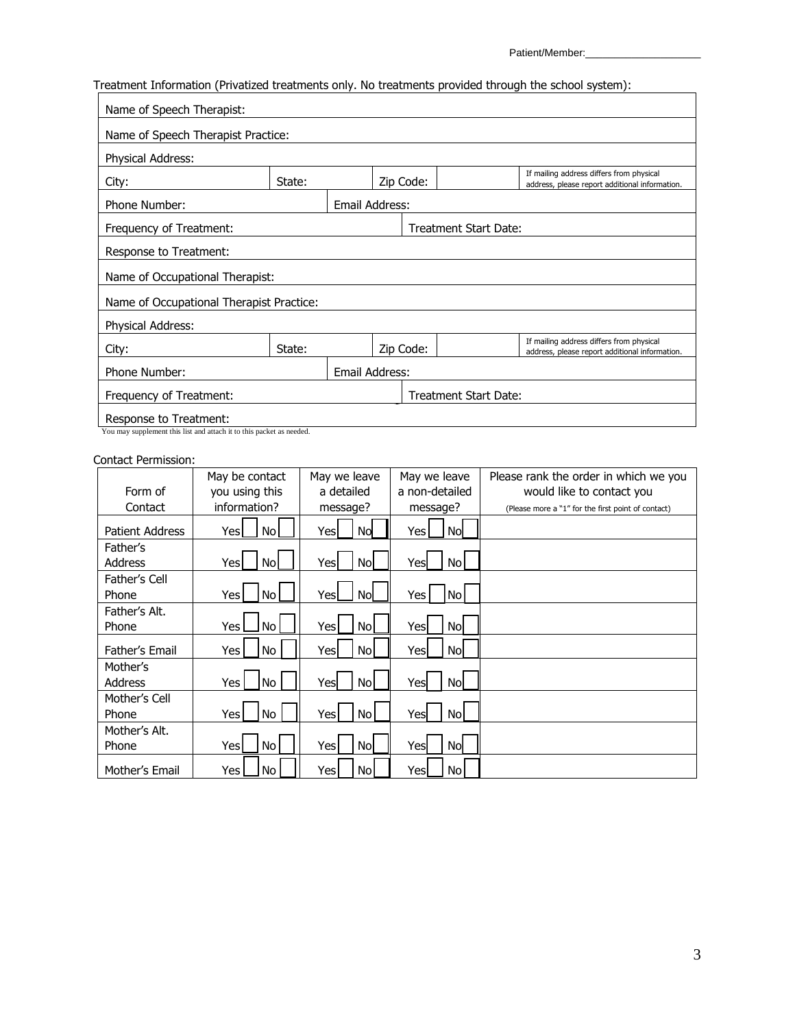Patient/Member:____________________

Treatment Information (Privatized treatments only. No treatments provided through the school system):

| | | | | |
|---|---|---|---|---|
| Name of Speech Therapist: | | | | |
| Name of Speech Therapist Practice: | | | | |
| Physical Address: | | | | |
| City: | State: | Zip Code: | | If mailing address differs from physical address, please report additional information. |
| Phone Number: | Email Address: | | | |
| Frequency of Treatment: | | Treatment Start Date: | | |
| Response to Treatment: | | | | |
| Name of Occupational Therapist: | | | | |
| Name of Occupational Therapist Practice: | | | | |
| Physical Address: | | | | |
| City: | State: | Zip Code: | | If mailing address differs from physical address, please report additional information. |
| Phone Number: | Email Address: | | | |
| Frequency of Treatment: | | Treatment Start Date: | | |
| Response to Treatment: | | | | |

You may supplement this list and attach it to this packet as needed.

Contact Permission:

| Form of Contact | May be contact you using this information? | May we leave a detailed message? | May we leave a non-detailed message? | Please rank the order in which we you would like to contact you (Please more a "1" for the first point of contact) |
|---|---|---|---|---|
| Patient Address | Yes ☐ No ☐ | Yes ☐ No ☐ | Yes ☐ No ☐ | |
| Father's Address | Yes ☐ No ☐ | Yes ☐ No ☐ | Yes ☐ No ☐ | |
| Father's Cell Phone | Yes ☐ No ☐ | Yes ☐ No ☐ | Yes ☐ No ☐ | |
| Father's Alt. Phone | Yes ☐ No ☐ | Yes ☐ No ☐ | Yes ☐ No ☐ | |
| Father's Email | Yes ☐ No ☐ | Yes ☐ No ☐ | Yes ☐ No ☐ | |
| Mother's Address | Yes ☐ No ☐ | Yes ☐ No ☐ | Yes ☐ No ☐ | |
| Mother's Cell Phone | Yes ☐ No ☐ | Yes ☐ No ☐ | Yes ☐ No ☐ | |
| Mother's Alt. Phone | Yes ☐ No ☐ | Yes ☐ No ☐ | Yes ☐ No ☐ | |
| Mother's Email | Yes ☐ No ☐ | Yes ☐ No ☐ | Yes ☐ No ☐ | |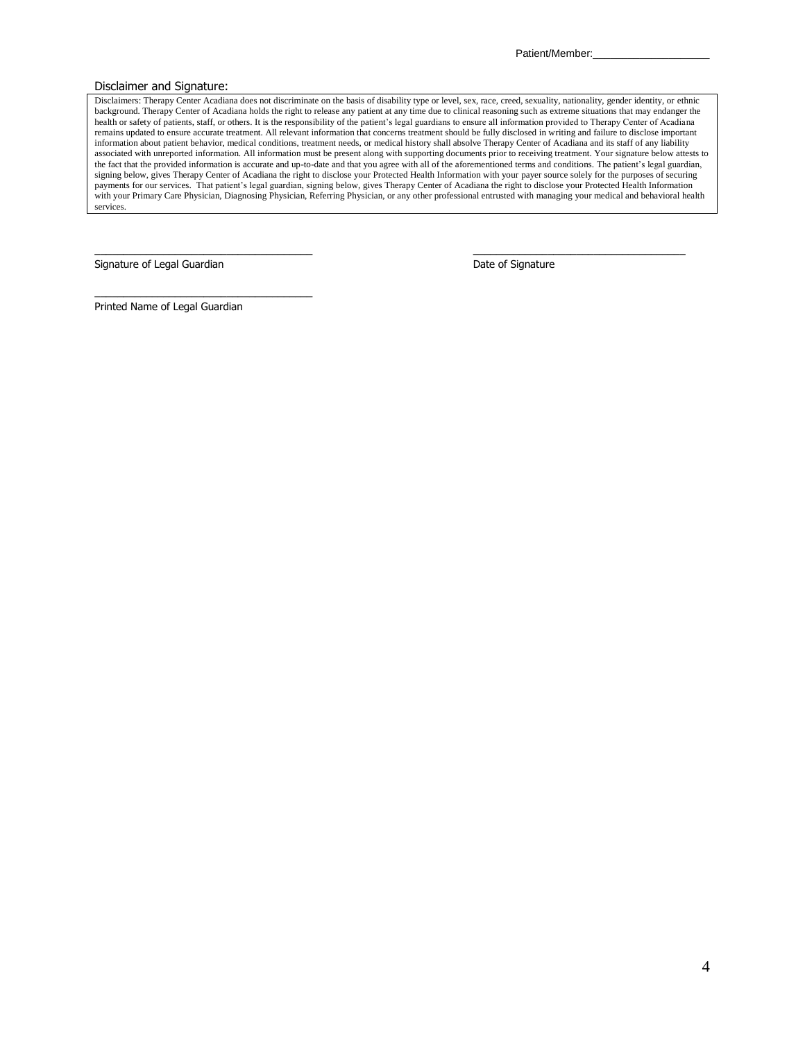Patient/Member:____________________

## Disclaimer and Signature:

Disclaimers: Therapy Center Acadiana does not discriminate on the basis of disability type or level, sex, race, creed, sexuality, nationality, gender identity, or ethnic background. Therapy Center of Acadiana holds the right to release any patient at any time due to clinical reasoning such as extreme situations that may endanger the health or safety of patients, staff, or others. It is the responsibility of the patient's legal guardians to ensure all information provided to Therapy Center of Acadiana remains updated to ensure accurate treatment. All relevant information that concerns treatment should be fully disclosed in writing and failure to disclose important information about patient behavior, medical conditions, treatment needs, or medical history shall absolve Therapy Center of Acadiana and its staff of any liability associated with unreported information. All information must be present along with supporting documents prior to receiving treatment. Your signature below attests to the fact that the provided information is accurate and up-to-date and that you agree with all of the aforementioned terms and conditions. The patient's legal guardian, signing below, gives Therapy Center of Acadiana the right to disclose your Protected Health Information with your payer source solely for the purposes of securing payments for our services. That patient's legal guardian, signing below, gives Therapy Center of Acadiana the right to disclose your Protected Health Information with your Primary Care Physician, Diagnosing Physician, Referring Physician, or any other professional entrusted with managing your medical and behavioral health services.

______________________________________ ______________________________________

Signature of Legal Guardian Date of Signature

______________________________________

Printed Name of Legal Guardian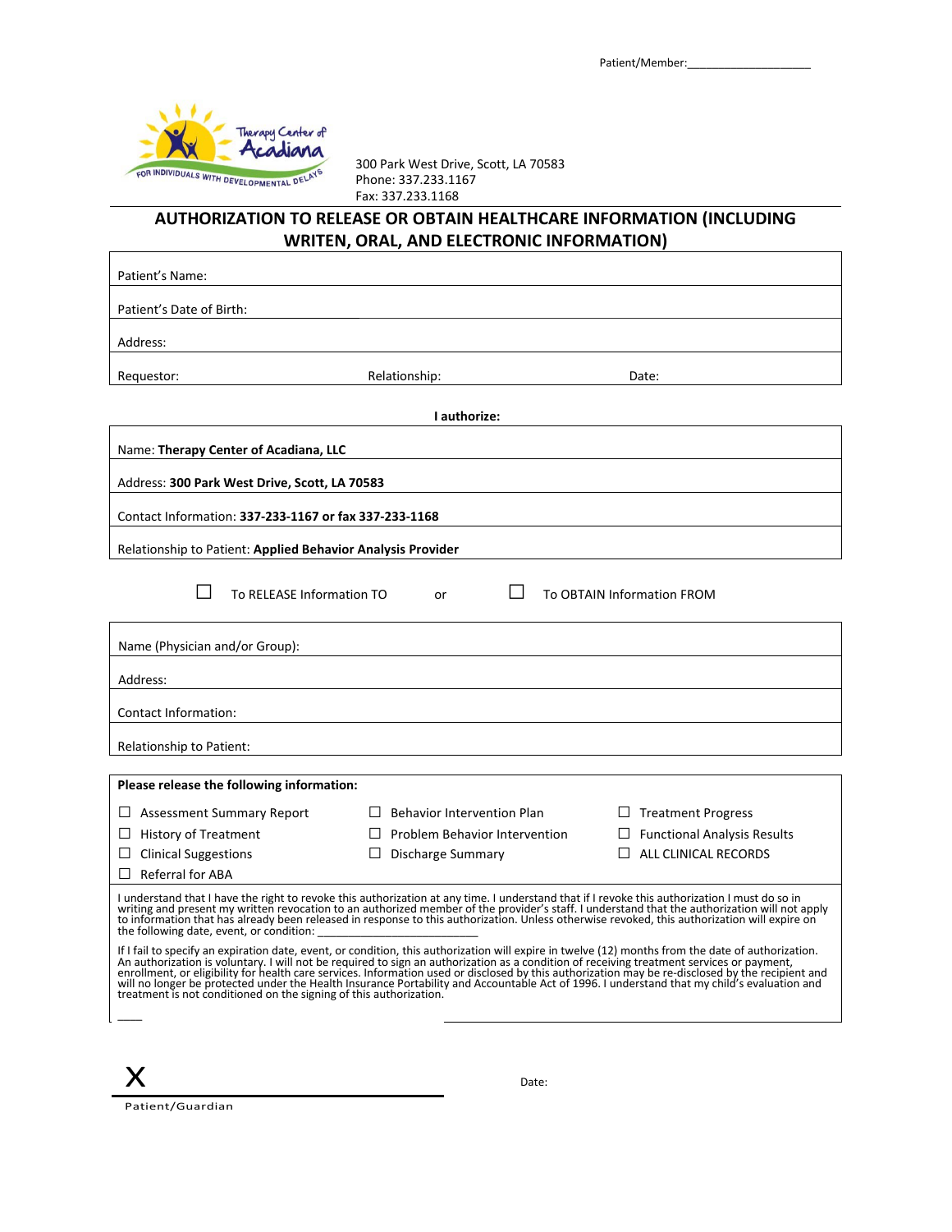Patient/Member:____________________

300 Park West Drive, Scott, LA 70583
Phone: 337.233.1167
Fax: 337.233.1168

# AUTHORIZATION TO RELEASE OR OBTAIN HEALTHCARE INFORMATION (INCLUDING WRITEN, ORAL, AND ELECTRONIC INFORMATION)

| Patient's Name: | | |
|---|---|---|
| Patient's Date of Birth: | | |
| Address: | | |
| Requestor: | Relationship: | Date: |

**I authorize:**

| |
|---|
| Name: **Therapy Center of Acadiana, LLC** |
| Address: **300 Park West Drive, Scott, LA 70583** |
| Contact Information: **337-233-1167 or fax 337-233-1168** |
| Relationship to Patient: **Applied Behavior Analysis Provider** |

☐ To RELEASE Information TO or ☐ To OBTAIN Information FROM

| |
|---|
| Name (Physician and/or Group): |
| Address: |
| Contact Information: |
| Relationship to Patient: |

**Please release the following information:**

| | | |
|---|---|---|
| ☐ Assessment Summary Report | ☐ Behavior Intervention Plan | ☐ Treatment Progress |
| ☐ History of Treatment | ☐ Problem Behavior Intervention | ☐ Functional Analysis Results |
| ☐ Clinical Suggestions | ☐ Discharge Summary | ☐ ALL CLINICAL RECORDS |
| ☐ Referral for ABA | | |

I understand that I have the right to revoke this authorization at any time. I understand that if I revoke this authorization I must do so in writing and present my written revocation to an authorized member of the provider's staff. I understand that the authorization will not apply to information that has already been released in response to this authorization. Unless otherwise revoked, this authorization will expire on the following date, event, or condition: ________________________

If I fail to specify an expiration date, event, or condition, this authorization will expire in twelve (12) months from the date of authorization. An authorization is voluntary. I will not be required to sign an authorization as a condition of receiving treatment services or payment, enrollment, or eligibility for health care services. Information used or disclosed by this authorization may be re-disclosed by the recipient and will no longer be protected under the Health Insurance Portability and Accountable Act of 1996. I understand that my child's evaluation and treatment is not conditioned on the signing of this authorization.

X ________________________ Date:

Patient/Guardian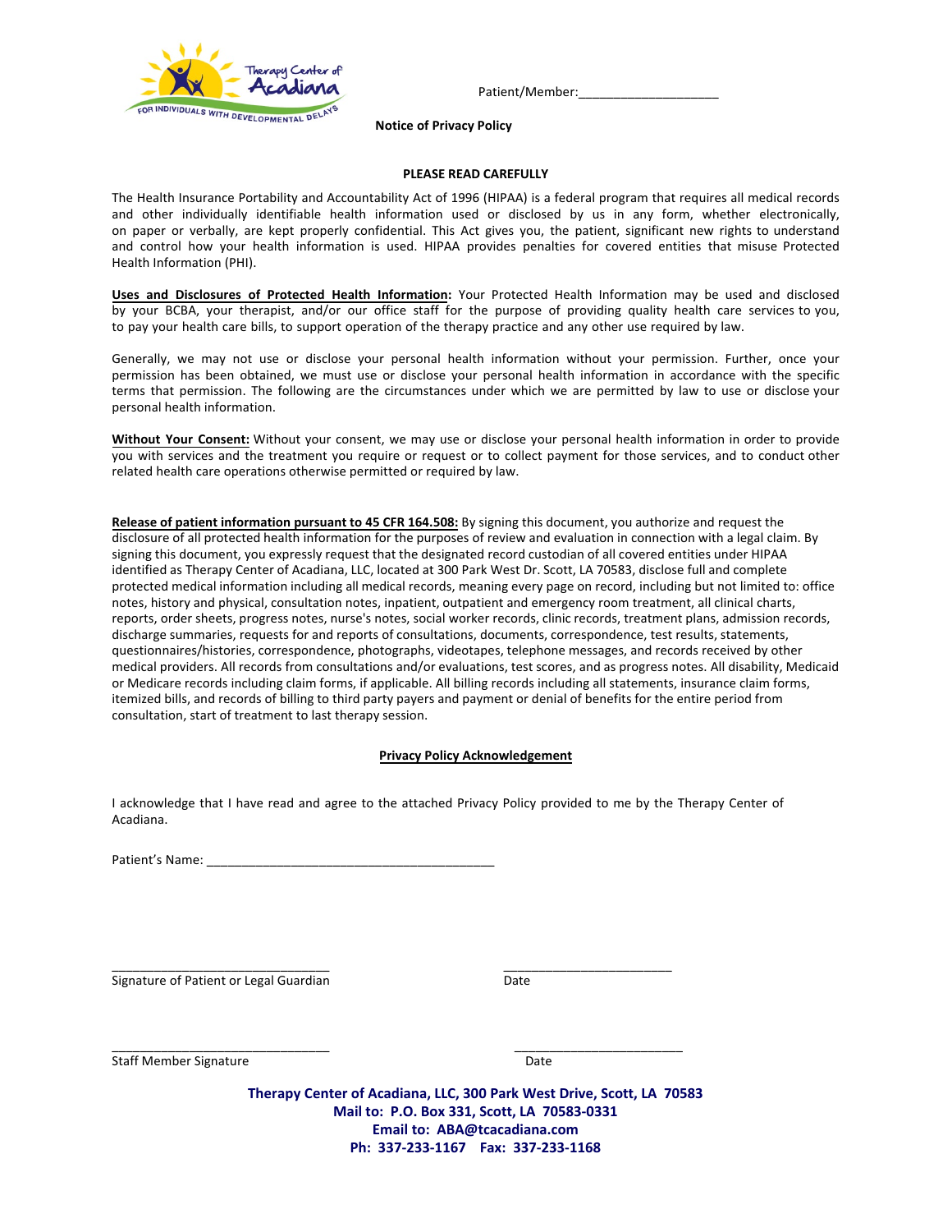Therapy Center of Acadiana

FOR INDIVIDUALS WITH DEVELOPMENTAL DELAYS

Patient/Member:____________________

**Notice of Privacy Policy**

**PLEASE READ CAREFULLY**

The Health Insurance Portability and Accountability Act of 1996 (HIPAA) is a federal program that requires all medical records and other individually identifiable health information used or disclosed by us in any form, whether electronically, on paper or verbally, are kept properly confidential. This Act gives you, the patient, significant new rights to understand and control how your health information is used. HIPAA provides penalties for covered entities that misuse Protected Health Information (PHI).

**Uses and Disclosures of Protected Health Information:** Your Protected Health Information may be used and disclosed by your BCBA, your therapist, and/or our office staff for the purpose of providing quality health care services to you, to pay your health care bills, to support operation of the therapy practice and any other use required by law.

Generally, we may not use or disclose your personal health information without your permission. Further, once your permission has been obtained, we must use or disclose your personal health information in accordance with the specific terms that permission. The following are the circumstances under which we are permitted by law to use or disclose your personal health information.

**Without Your Consent:** Without your consent, we may use or disclose your personal health information in order to provide you with services and the treatment you require or request or to collect payment for those services, and to conduct other related health care operations otherwise permitted or required by law.

**Release of patient information pursuant to 45 CFR 164.508:** By signing this document, you authorize and request the disclosure of all protected health information for the purposes of review and evaluation in connection with a legal claim. By signing this document, you expressly request that the designated record custodian of all covered entities under HIPAA identified as Therapy Center of Acadiana, LLC, located at 300 Park West Dr. Scott, LA 70583, disclose full and complete protected medical information including all medical records, meaning every page on record, including but not limited to: office notes, history and physical, consultation notes, inpatient, outpatient and emergency room treatment, all clinical charts, reports, order sheets, progress notes, nurse's notes, social worker records, clinic records, treatment plans, admission records, discharge summaries, requests for and reports of consultations, documents, correspondence, test results, statements, questionnaires/histories, correspondence, photographs, videotapes, telephone messages, and records received by other medical providers. All records from consultations and/or evaluations, test scores, and as progress notes. All disability, Medicaid or Medicare records including claim forms, if applicable. All billing records including all statements, insurance claim forms, itemized bills, and records of billing to third party payers and payment or denial of benefits for the entire period from consultation, start of treatment to last therapy session.

**Privacy Policy Acknowledgement**

I acknowledge that I have read and agree to the attached Privacy Policy provided to me by the Therapy Center of Acadiana.

Patient's Name: _________________________________________

_______________________________ Signature of Patient or Legal Guardian

________________________ Date

_______________________________ Staff Member Signature

________________________ Date

**Therapy Center of Acadiana, LLC, 300 Park West Drive, Scott, LA 70583**
**Mail to: P.O. Box 331, Scott, LA 70583-0331**
**Email to: ABA@tcacadiana.com**
**Ph: 337-233-1167 Fax: 337-233-1168**